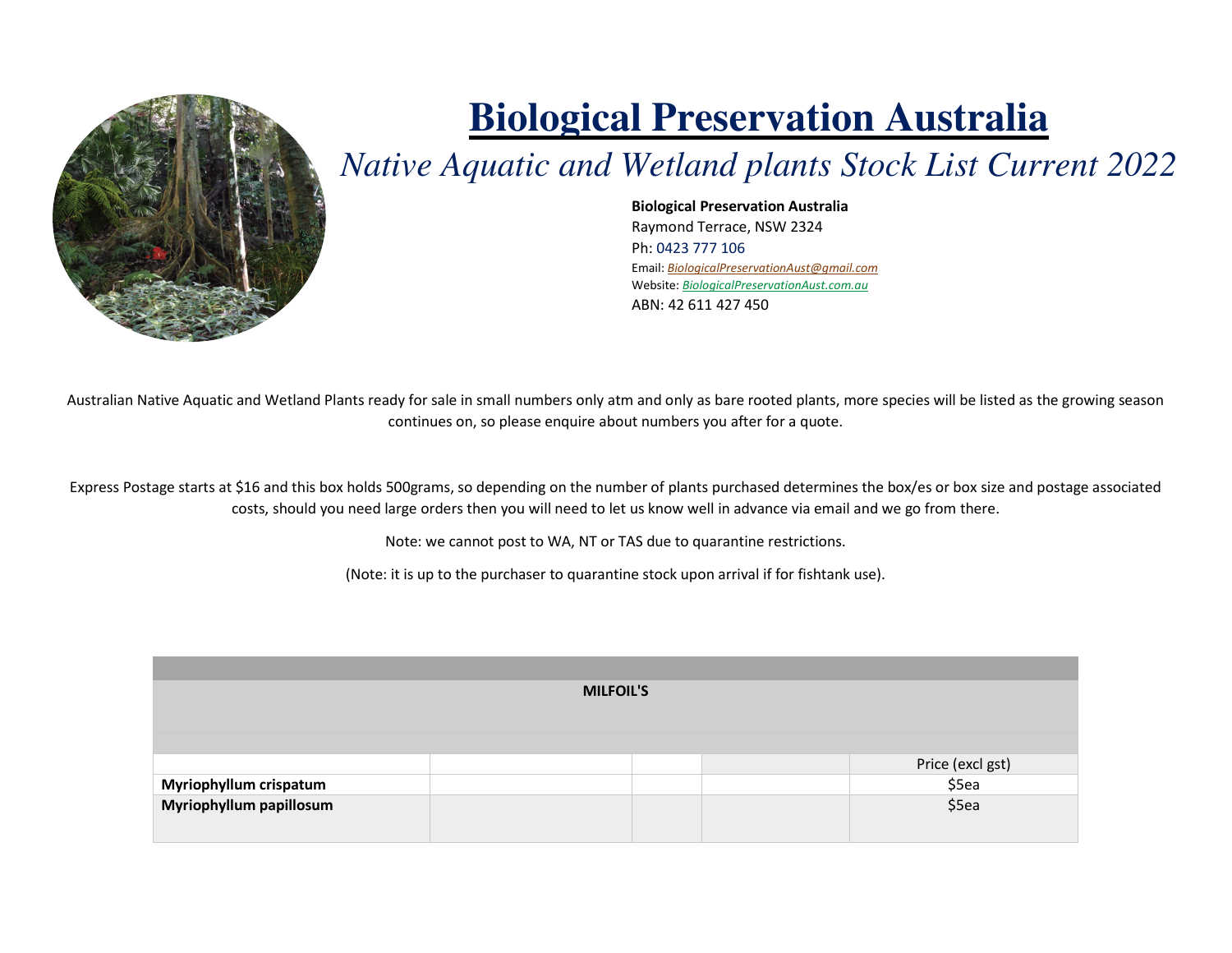# Biological Preservation Australia

## *Native Aquatic and Wetland plants Stock List Current 2022*

**Biological Preservation Australia**
Raymond Terrace, NSW 2324
Ph: 0423 777 106
Email: *BiologicalPreservationAust@gmail.com*
Website: *BiologicalPreservationAust.com.au*
ABN: 42 611 427 450

Australian Native Aquatic and Wetland Plants ready for sale in small numbers only atm and only as bare rooted plants, more species will be listed as the growing season continues on, so please enquire about numbers you after for a quote.

Express Postage starts at $16 and this box holds 500grams, so depending on the number of plants purchased determines the box/es or box size and postage associated costs, should you need large orders then you will need to let us know well in advance via email and we go from there.

Note: we cannot post to WA, NT or TAS due to quarantine restrictions.

(Note: it is up to the purchaser to quarantine stock upon arrival if for fishtank use).

| MILFOIL'S | | | | |
|---|---|---|---|---|
| | | | | Price (excl gst) |
| **Myriophyllum crispatum** | | | | $5ea |
| **Myriophyllum papillosum** | | | | $5ea |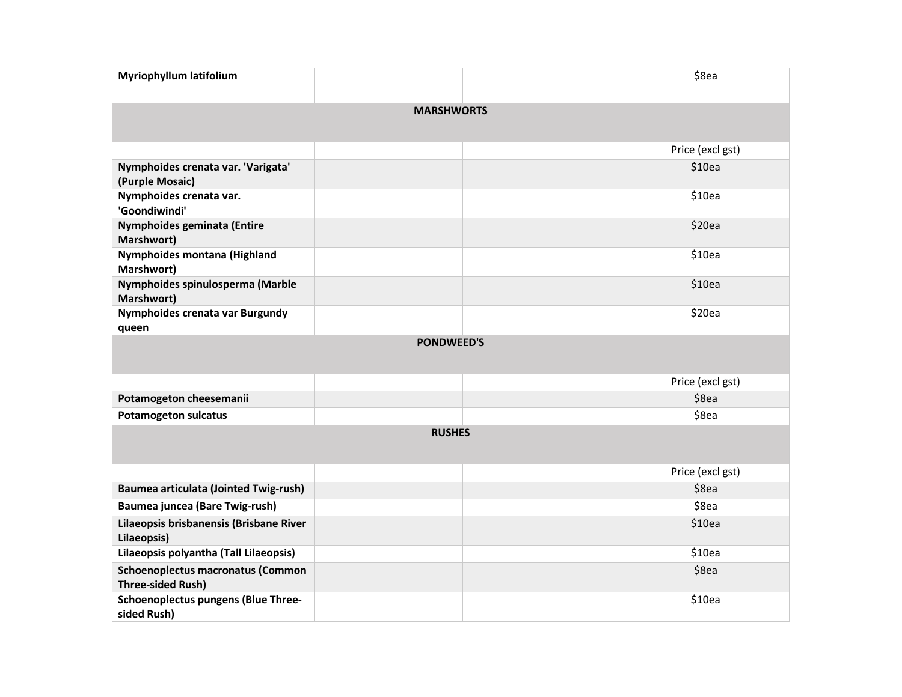| | | | | |
|---|---|---|---|---|
| **Myriophyllum latifolium** | | | | $8ea |
| **MARSHWORTS** | | | | |
| | | | | Price (excl gst) |
| **Nymphoides crenata var. 'Varigata' (Purple Mosaic)** | | | | $10ea |
| **Nymphoides crenata var. 'Goondiwindi'** | | | | $10ea |
| **Nymphoides geminata (Entire Marshwort)** | | | | $20ea |
| **Nymphoides montana (Highland Marshwort)** | | | | $10ea |
| **Nymphoides spinulosperma (Marble Marshwort)** | | | | $10ea |
| **Nymphoides crenata var Burgundy queen** | | | | $20ea |
| **PONDWEED'S** | | | | |
| | | | | Price (excl gst) |
| **Potamogeton cheesemanii** | | | | $8ea |
| **Potamogeton sulcatus** | | | | $8ea |
| **RUSHES** | | | | |
| | | | | Price (excl gst) |
| **Baumea articulata (Jointed Twig-rush)** | | | | $8ea |
| **Baumea juncea (Bare Twig-rush)** | | | | $8ea |
| **Lilaeopsis brisbanensis (Brisbane River Lilaeopsis)** | | | | $10ea |
| **Lilaeopsis polyantha (Tall Lilaeopsis)** | | | | $10ea |
| **Schoenoplectus macronatus (Common Three-sided Rush)** | | | | $8ea |
| **Schoenoplectus pungens (Blue Three-sided Rush)** | | | | $10ea |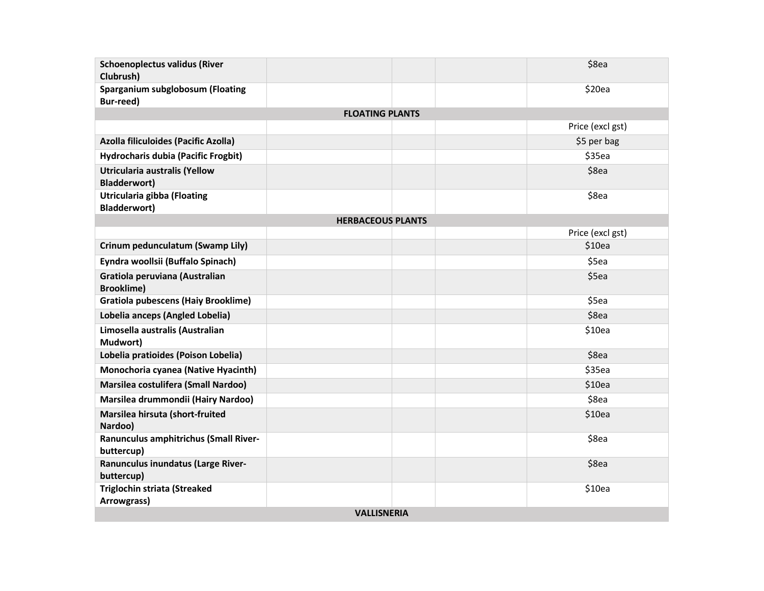| | | | | |
|---|---|---|---|---|
| **Schoenoplectus validus (River Clubrush)** | | | | $8ea |
| **Sparganium subglobosum (Floating Bur-reed)** | | | | $20ea |
| **FLOATING PLANTS** | | | | |
| | | | | Price (excl gst) |
| **Azolla filiculoides (Pacific Azolla)** | | | | $5 per bag |
| **Hydrocharis dubia (Pacific Frogbit)** | | | | $35ea |
| **Utricularia australis (Yellow Bladderwort)** | | | | $8ea |
| **Utricularia gibba (Floating Bladderwort)** | | | | $8ea |
| **HERBACEOUS PLANTS** | | | | |
| | | | | Price (excl gst) |
| **Crinum pedunculatum (Swamp Lily)** | | | | $10ea |
| **Eyndra woollsii (Buffalo Spinach)** | | | | $5ea |
| **Gratiola peruviana (Australian Brooklime)** | | | | $5ea |
| **Gratiola pubescens (Haiy Brooklime)** | | | | $5ea |
| **Lobelia anceps (Angled Lobelia)** | | | | $8ea |
| **Limosella australis (Australian Mudwort)** | | | | $10ea |
| **Lobelia pratioides (Poison Lobelia)** | | | | $8ea |
| **Monochoria cyanea (Native Hyacinth)** | | | | $35ea |
| **Marsilea costulifera (Small Nardoo)** | | | | $10ea |
| **Marsilea drummondii (Hairy Nardoo)** | | | | $8ea |
| **Marsilea hirsuta (short-fruited Nardoo)** | | | | $10ea |
| **Ranunculus amphitrichus (Small River-buttercup)** | | | | $8ea |
| **Ranunculus inundatus (Large River-buttercup)** | | | | $8ea |
| **Triglochin striata (Streaked Arrowgrass)** | | | | $10ea |
| **VALLISNERIA** | | | | |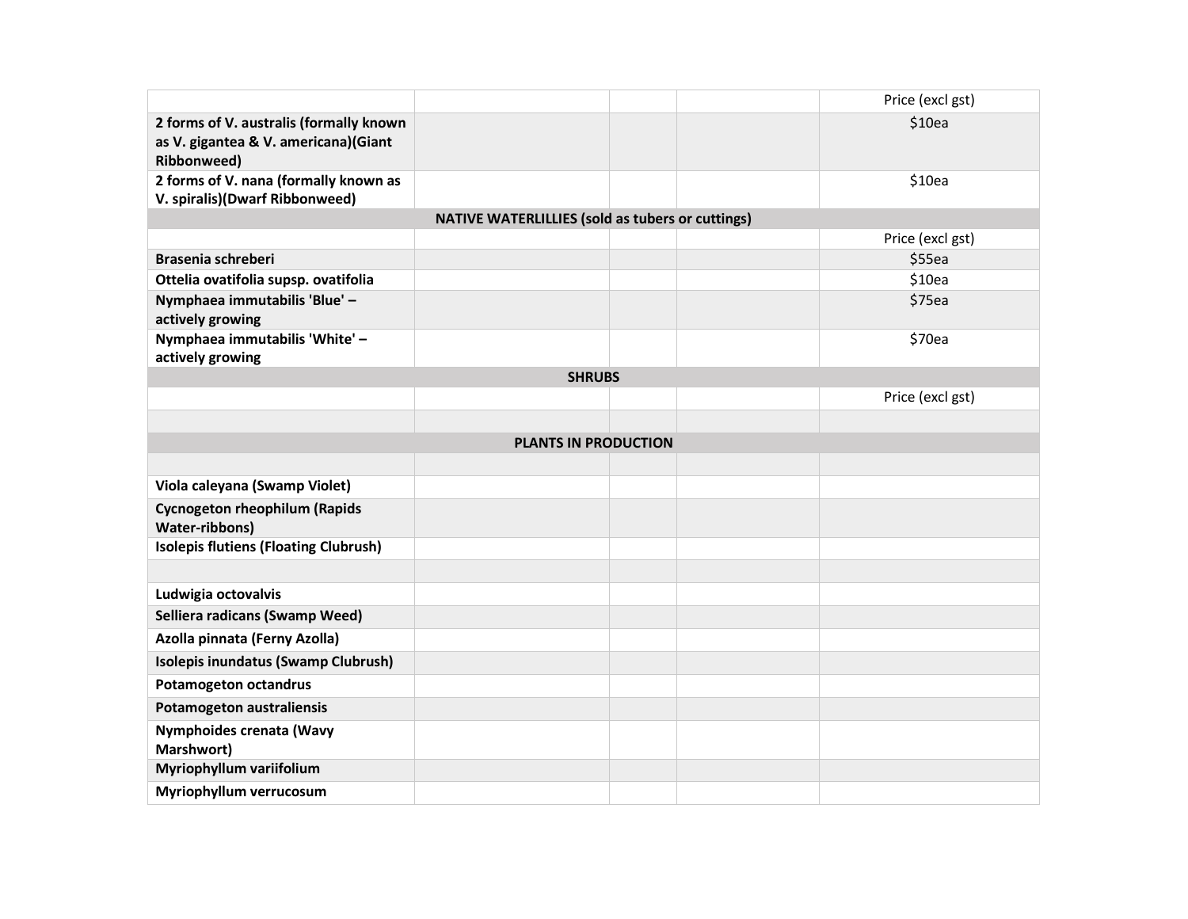| | | | | |
|---|---|---|---|---|
| | | | | Price (excl gst) |
| **2 forms of V. australis (formally known as V. gigantea & V. americana)(Giant Ribbonweed)** | | | | $10ea |
| **2 forms of V. nana (formally known as V. spiralis)(Dwarf Ribbonweed)** | | | | $10ea |
| **NATIVE WATERLILLIES (sold as tubers or cuttings)** | | | | |
| | | | | Price (excl gst) |
| **Brasenia schreberi** | | | | $55ea |
| **Ottelia ovatifolia supsp. ovatifolia** | | | | $10ea |
| **Nymphaea immutabilis 'Blue' – actively growing** | | | | $75ea |
| **Nymphaea immutabilis 'White' – actively growing** | | | | $70ea |
| **SHRUBS** | | | | |
| | | | | Price (excl gst) |
| | | | | |
| **PLANTS IN PRODUCTION** | | | | |
| | | | | |
| **Viola caleyana (Swamp Violet)** | | | | |
| **Cycnogeton rheophilum (Rapids Water-ribbons)** | | | | |
| **Isolepis flutiens (Floating Clubrush)** | | | | |
| | | | | |
| **Ludwigia octovalvis** | | | | |
| **Selliera radicans (Swamp Weed)** | | | | |
| **Azolla pinnata (Ferny Azolla)** | | | | |
| **Isolepis inundatus (Swamp Clubrush)** | | | | |
| **Potamogeton octandrus** | | | | |
| **Potamogeton australiensis** | | | | |
| **Nymphoides crenata (Wavy Marshwort)** | | | | |
| **Myriophyllum variifolium** | | | | |
| **Myriophyllum verrucosum** | | | | |